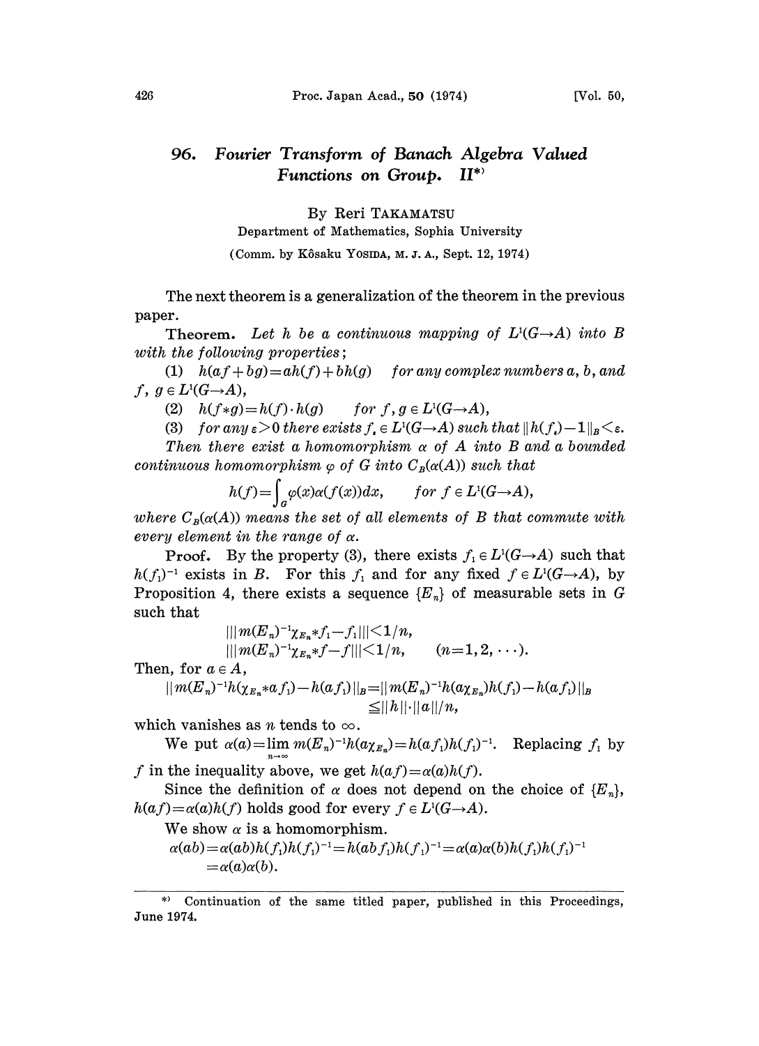# 96. Fourier Transform of Banach Algebra Valued Functions on Group. II*)

By Reri TAKAMATSU

Department of Mathematics, Sophia University

(Comm. by Kôsaku YOSIDA, M. J. A., Sept. 12, 1974)

The next theorem is a generalization of the theorem in the previous paper.

**Theorem.** *Let $h$ be a continuous mapping of $L^1(G\to A)$ into $B$ with the following properties;*

(1) $h(af+bg)=ah(f)+bh(g)$ *for any complex numbers $a$, $b$, and $f,\ g\in L^1(G\to A)$,*

(2) $h(f*g)=h(f)\cdot h(g)$ *for $f, g\in L^1(G\to A)$,*

(3) *for any $\varepsilon>0$ there exists $f_\varepsilon\in L^1(G\to A)$ such that $\|h(f_\varepsilon)-1\|_B<\varepsilon$.*

*Then there exist a homomorphism $\alpha$ of $A$ into $B$ and a bounded continuous homomorphism $\varphi$ of $G$ into $C_B(\alpha(A))$ such that*

$$h(f)=\int_G \varphi(x)\alpha(f(x))dx, \qquad \text{for } f\in L^1(G\to A),$$

*where $C_B(\alpha(A))$ means the set of all elements of $B$ that commute with every element in the range of $\alpha$.*

**Proof.** By the property (3), there exists $f_1\in L^1(G\to A)$ such that $h(f_1)^{-1}$ exists in $B$. For this $f_1$ and for any fixed $f\in L^1(G\to A)$, by Proposition 4, there exists a sequence $\{E_n\}$ of measurable sets in $G$ such that

$$|||m(E_n)^{-1}\chi_{E_n}*f_1-f_1|||<1/n,$$
$$|||m(E_n)^{-1}\chi_{E_n}*f-f|||<1/n, \qquad (n=1,2,\cdots).$$

Then, for $a\in A$,

$$\|m(E_n)^{-1}h(\chi_{E_n}*af_1)-h(af_1)\|_B=\|m(E_n)^{-1}h(a\chi_{E_n})h(f_1)-h(af_1)\|_B \leqq \|h\|\cdot\|a\|/n,$$

which vanishes as $n$ tends to $\infty$.

We put $\alpha(a)=\lim_{n\to\infty} m(E_n)^{-1}h(a\chi_{E_n})=h(af_1)h(f_1)^{-1}$. Replacing $f_1$ by $f$ in the inequality above, we get $h(af)=\alpha(a)h(f)$.

Since the definition of $\alpha$ does not depend on the choice of $\{E_n\}$, $h(af)=\alpha(a)h(f)$ holds good for every $f\in L^1(G\to A)$.

We show $\alpha$ is a homomorphism.

$$\alpha(ab)=\alpha(ab)h(f_1)h(f_1)^{-1}=h(abf_1)h(f_1)^{-1}=\alpha(a)\alpha(b)h(f_1)h(f_1)^{-1}$$
$$=\alpha(a)\alpha(b).$$

---

*) Continuation of the same titled paper, published in this Proceedings, June 1974.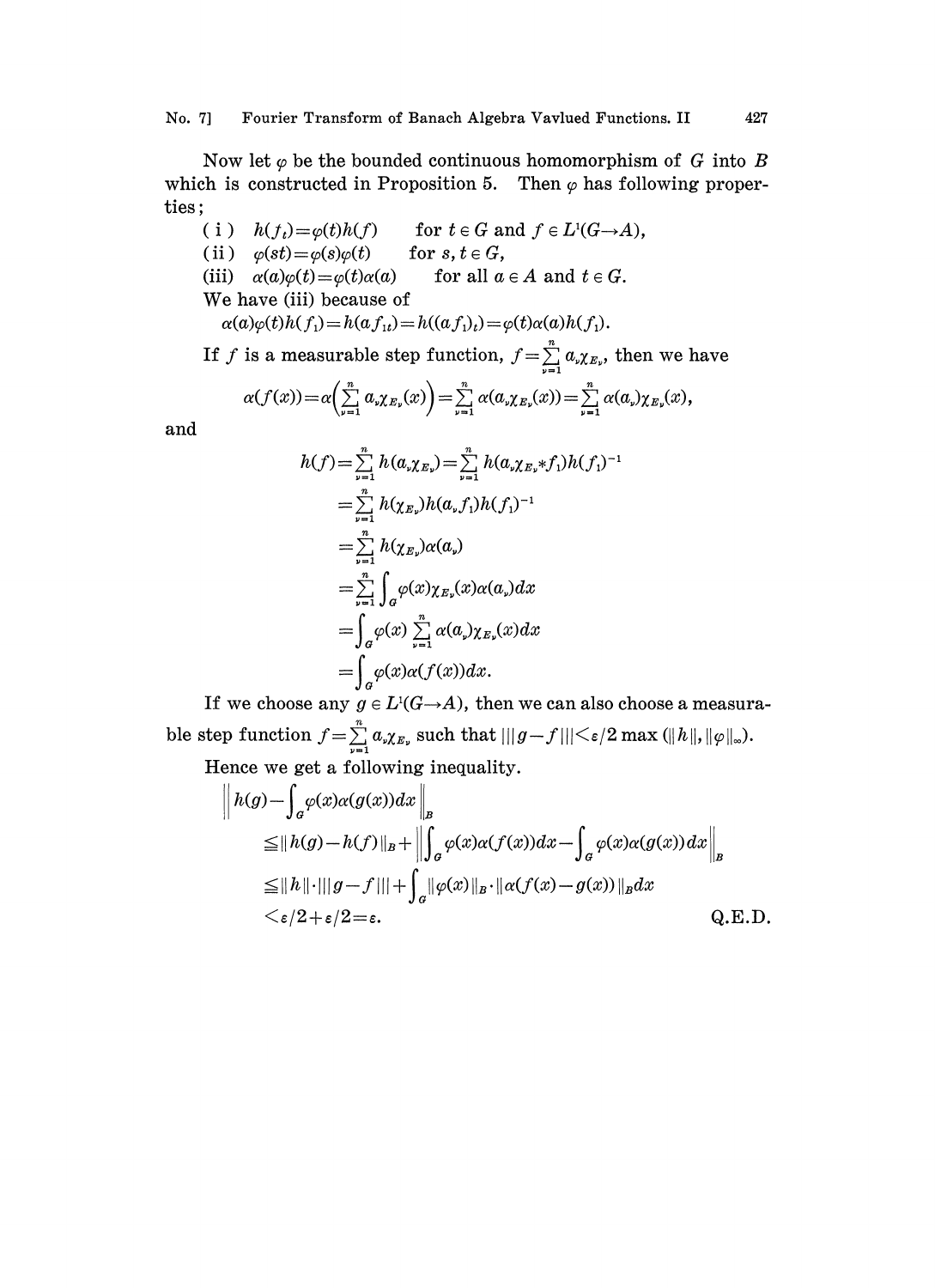Now let $\varphi$ be the bounded continuous homomorphism of $G$ into $B$ which is constructed in Proposition 5. Then $\varphi$ has following properties;

(i) $h(f_t)=\varphi(t)h(f)$ for $t \in G$ and $f \in L^1(G\to A)$,

(ii) $\varphi(st)=\varphi(s)\varphi(t)$ for $s, t \in G$,

(iii) $\alpha(a)\varphi(t)=\varphi(t)\alpha(a)$ for all $a \in A$ and $t \in G$.

We have (iii) because of

$$\alpha(a)\varphi(t)h(f_1)=h(af_{1t})=h((af_1)_t)=\varphi(t)\alpha(a)h(f_1).$$

If $f$ is a measurable step function, $f=\sum_{\nu=1}^{n} a_\nu \chi_{E_\nu}$, then we have

$$\alpha(f(x))=\alpha\Big(\sum_{\nu=1}^{n} a_\nu \chi_{E_\nu}(x)\Big)=\sum_{\nu=1}^{n}\alpha(a_\nu\chi_{E_\nu}(x))=\sum_{\nu=1}^{n}\alpha(a_\nu)\chi_{E_\nu}(x),$$

and

$$\begin{aligned}
h(f)&=\sum_{\nu=1}^{n} h(a_\nu\chi_{E_\nu})=\sum_{\nu=1}^{n} h(a_\nu\chi_{E_\nu}*f_1)h(f_1)^{-1}\\
&=\sum_{\nu=1}^{n} h(\chi_{E_\nu})h(a_\nu f_1)h(f_1)^{-1}\\
&=\sum_{\nu=1}^{n} h(\chi_{E_\nu})\alpha(a_\nu)\\
&=\sum_{\nu=1}^{n}\int_G \varphi(x)\chi_{E_\nu}(x)\alpha(a_\nu)dx\\
&=\int_G \varphi(x)\sum_{\nu=1}^{n}\alpha(a_\nu)\chi_{E_\nu}(x)dx\\
&=\int_G \varphi(x)\alpha(f(x))dx.
\end{aligned}$$

If we choose any $g \in L^1(G\to A)$, then we can also choose a measurable step function $f=\sum_{\nu=1}^{n} a_\nu\chi_{E_\nu}$ such that $|||g-f|||<\varepsilon/2\max(\|h\|,\|\varphi\|_\infty)$.

Hence we get a following inequality.

$$\begin{aligned}
&\Big\| h(g)-\int_G \varphi(x)\alpha(g(x))dx\Big\|_B\\
&\leqq \|h(g)-h(f)\|_B+\Big\|\int_G \varphi(x)\alpha(f(x))dx-\int_G\varphi(x)\alpha(g(x))dx\Big\|_B\\
&\leqq \|h\|\cdot|||g-f|||+\int_G\|\varphi(x)\|_B\cdot\|\alpha(f(x)-g(x))\|_B dx\\
&<\varepsilon/2+\varepsilon/2=\varepsilon.
\end{aligned}$$

Q.E.D.